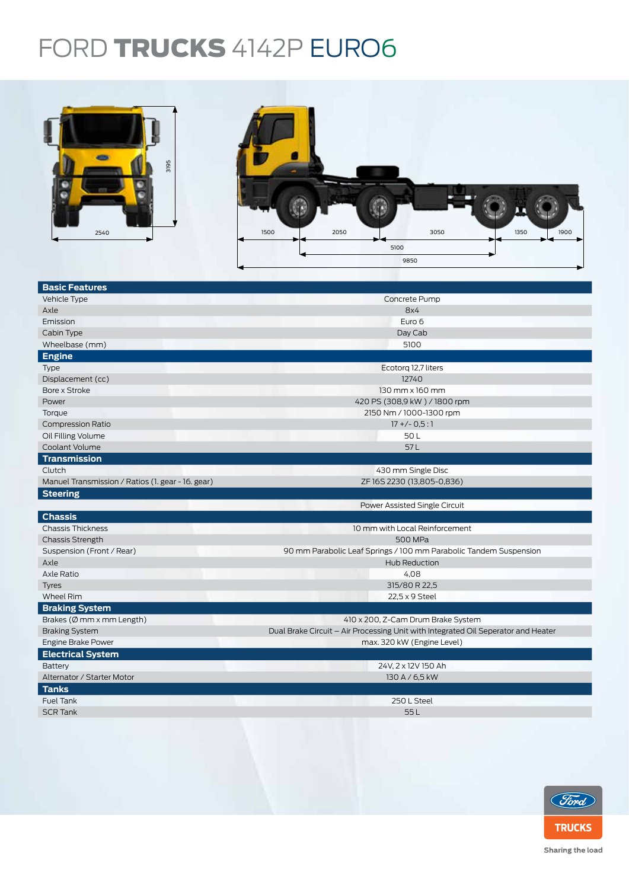# FORD **TRUCKS** 4142P EURO6

| **Basic Features** | |
|---|---|
| Vehicle Type | Concrete Pump |
| Axle | 8x4 |
| Emission | Euro 6 |
| Cabin Type | Day Cab |
| Wheelbase (mm) | 5100 |
| **Engine** | |
| Type | Ecotorq 12,7 liters |
| Displacement (cc) | 12740 |
| Bore x Stroke | 130 mm x 160 mm |
| Power | 420 PS (308,9 kW ) / 1800 rpm |
| Torque | 2150 Nm / 1000-1300 rpm |
| Compression Ratio | 17 +/- 0,5 : 1 |
| Oil Filling Volume | 50 L |
| Coolant Volume | 57 L |
| **Transmission** | |
| Clutch | 430 mm Single Disc |
| Manuel Transmission / Ratios (1. gear - 16. gear) | ZF 16S 2230 (13,805-0,836) |
| **Steering** | |
| | Power Assisted Single Circuit |
| **Chassis** | |
| Chassis Thickness | 10 mm with Local Reinforcement |
| Chassis Strength | 500 MPa |
| Suspension (Front / Rear) | 90 mm Parabolic Leaf Springs / 100 mm Parabolic Tandem Suspension |
| Axle | Hub Reduction |
| Axle Ratio | 4,08 |
| Tyres | 315/80 R 22,5 |
| Wheel Rim | 22,5 x 9 Steel |
| **Braking System** | |
| Brakes (Ø mm x mm Length) | 410 x 200, Z-Cam Drum Brake System |
| Braking System | Dual Brake Circuit – Air Processing Unit with Integrated Oil Seperator and Heater |
| Engine Brake Power | max. 320 kW (Engine Level) |
| **Electrical System** | |
| Battery | 24V, 2 x 12V 150 Ah |
| Alternator / Starter Motor | 130 A / 6,5 kW |
| **Tanks** | |
| Fuel Tank | 250 L Steel |
| SCR Tank | 55 L |

Sharing the load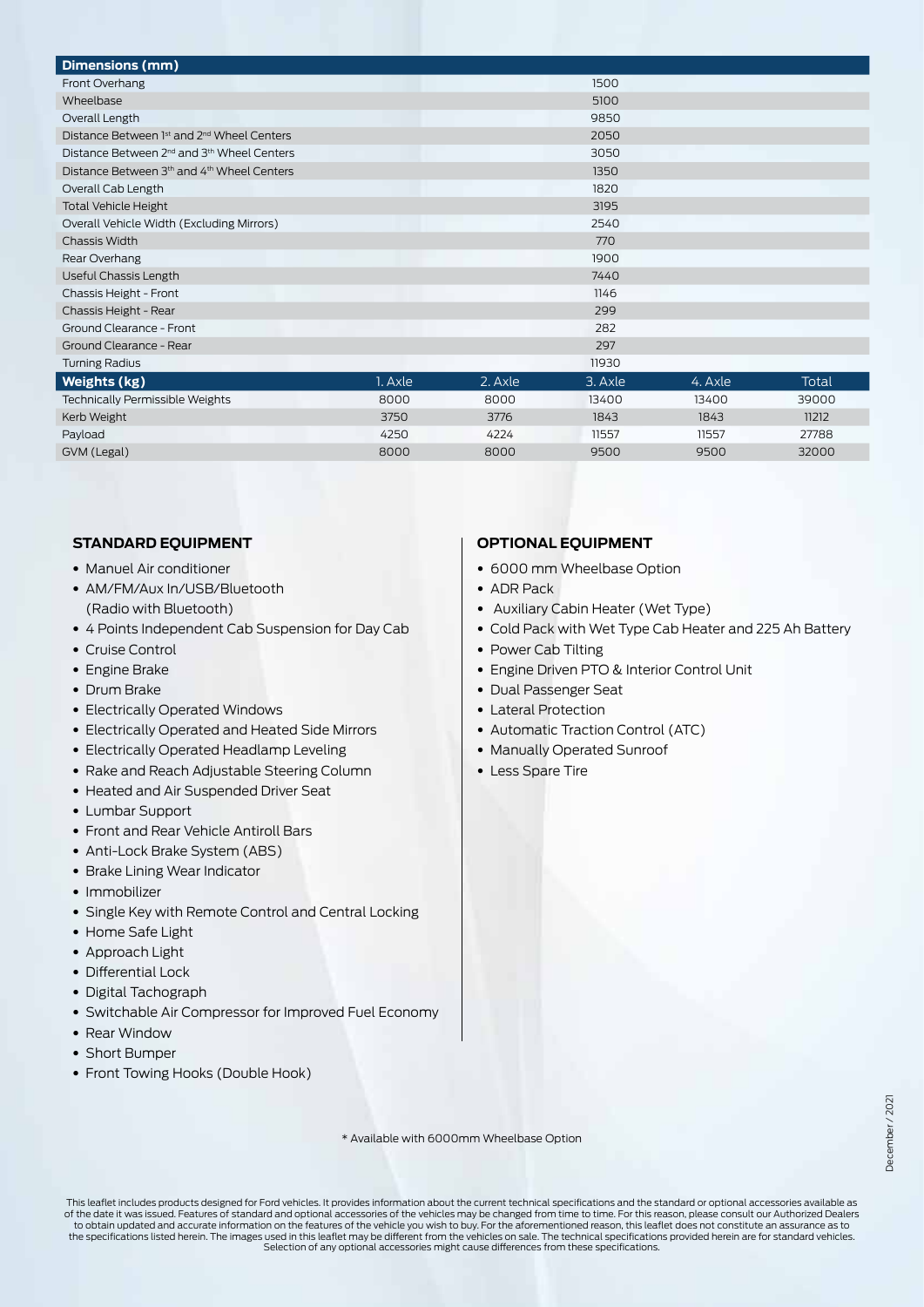| Dimensions (mm) | | | | | |
|---|---|---|---|---|---|
| Front Overhang | | | 1500 | | |
| Wheelbase | | | 5100 | | |
| Overall Length | | | 9850 | | |
| Distance Between 1st and 2nd Wheel Centers | | | 2050 | | |
| Distance Between 2nd and 3th Wheel Centers | | | 3050 | | |
| Distance Between 3th and 4th Wheel Centers | | | 1350 | | |
| Overall Cab Length | | | 1820 | | |
| Total Vehicle Height | | | 3195 | | |
| Overall Vehicle Width (Excluding Mirrors) | | | 2540 | | |
| Chassis Width | | | 770 | | |
| Rear Overhang | | | 1900 | | |
| Useful Chassis Length | | | 7440 | | |
| Chassis Height - Front | | | 1146 | | |
| Chassis Height - Rear | | | 299 | | |
| Ground Clearance - Front | | | 282 | | |
| Ground Clearance - Rear | | | 297 | | |
| Turning Radius | | | 11930 | | |
| **Weights (kg)** | 1. Axle | 2. Axle | 3. Axle | 4. Axle | Total |
| Technically Permissible Weights | 8000 | 8000 | 13400 | 13400 | 39000 |
| Kerb Weight | 3750 | 3776 | 1843 | 1843 | 11212 |
| Payload | 4250 | 4224 | 11557 | 11557 | 27788 |
| GVM (Legal) | 8000 | 8000 | 9500 | 9500 | 32000 |

## STANDARD EQUIPMENT

- Manuel Air conditioner
- AM/FM/Aux In/USB/Bluetooth (Radio with Bluetooth)
- 4 Points Independent Cab Suspension for Day Cab
- Cruise Control
- Engine Brake
- Drum Brake
- Electrically Operated Windows
- Electrically Operated and Heated Side Mirrors
- Electrically Operated Headlamp Leveling
- Rake and Reach Adjustable Steering Column
- Heated and Air Suspended Driver Seat
- Lumbar Support
- Front and Rear Vehicle Antiroll Bars
- Anti-Lock Brake System (ABS)
- Brake Lining Wear Indicator
- Immobilizer
- Single Key with Remote Control and Central Locking
- Home Safe Light
- Approach Light
- Differential Lock
- Digital Tachograph
- Switchable Air Compressor for Improved Fuel Economy
- Rear Window
- Short Bumper
- Front Towing Hooks (Double Hook)

## OPTIONAL EQUIPMENT

- 6000 mm Wheelbase Option
- ADR Pack
- Auxiliary Cabin Heater (Wet Type)
- Cold Pack with Wet Type Cab Heater and 225 Ah Battery
- Power Cab Tilting
- Engine Driven PTO & Interior Control Unit
- Dual Passenger Seat
- Lateral Protection
- Automatic Traction Control (ATC)
- Manually Operated Sunroof
- Less Spare Tire

* Available with 6000mm Wheelbase Option

December / 2021

This leaflet includes products designed for Ford vehicles. It provides information about the current technical specifications and the standard or optional accessories available as of the date it was issued. Features of standard and optional accessories of the vehicles may be changed from time to time. For this reason, please consult our Authorized Dealers to obtain updated and accurate information on the features of the vehicle you wish to buy. For the aforementioned reason, this leaflet does not constitute an assurance as to the specifications listed herein. The images used in this leaflet may be different from the vehicles on sale. The technical specifications provided herein are for standard vehicles. Selection of any optional accessories might cause differences from these specifications.